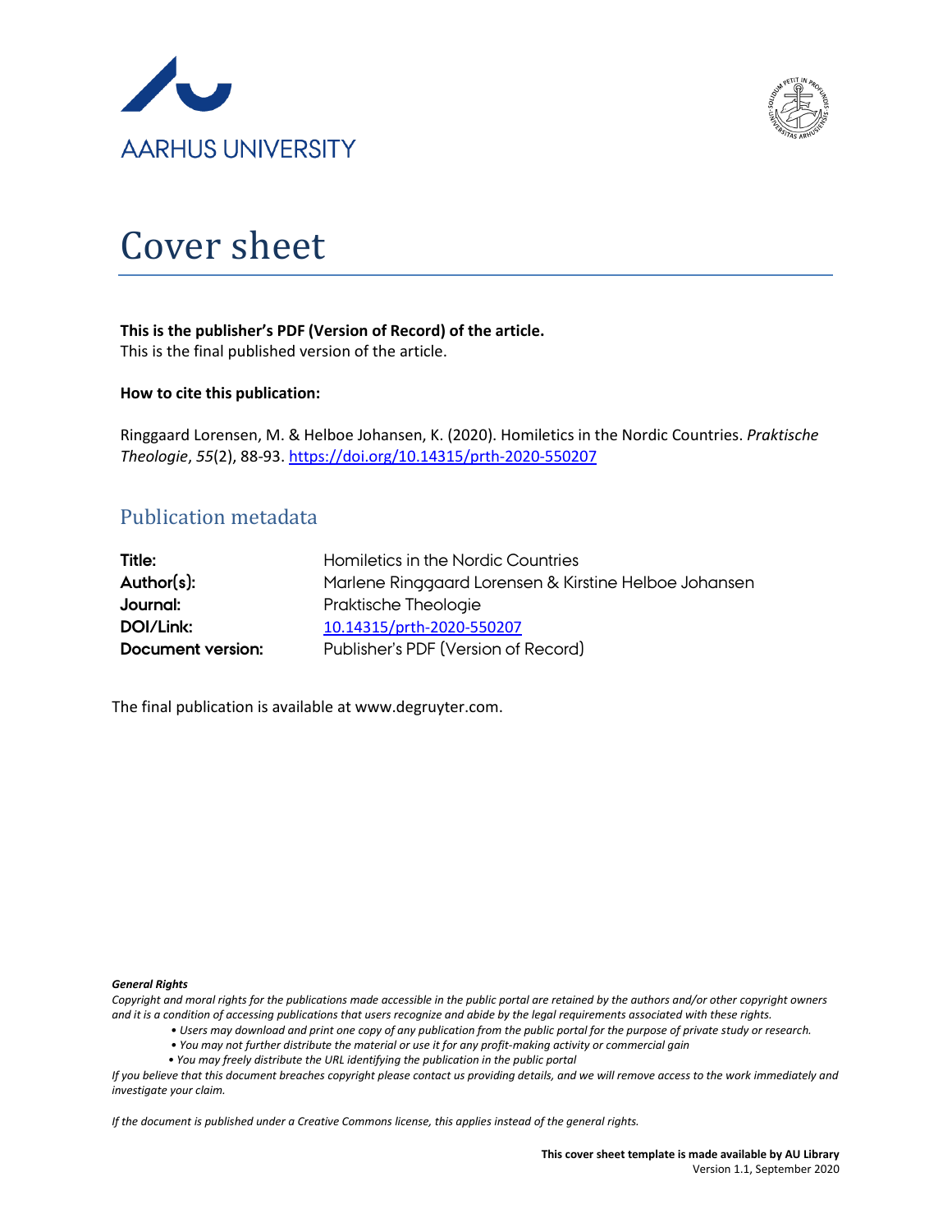AARHUS UNIVERSITY

# Cover sheet

**This is the publisher's PDF (Version of Record) of the article.**
This is the final published version of the article.

**How to cite this publication:**

Ringgaard Lorensen, M. & Helboe Johansen, K. (2020). Homiletics in the Nordic Countries. *Praktische Theologie*, *55*(2), 88-93. https://doi.org/10.14315/prth-2020-550207

## Publication metadata

| | |
|---|---|
| **Title:** | Homiletics in the Nordic Countries |
| **Author(s):** | Marlene Ringgaard Lorensen & Kirstine Helboe Johansen |
| **Journal:** | Praktische Theologie |
| **DOI/Link:** | 10.14315/prth-2020-550207 |
| **Document version:** | Publisher's PDF (Version of Record) |

The final publication is available at www.degruyter.com.

***General Rights***

*Copyright and moral rights for the publications made accessible in the public portal are retained by the authors and/or other copyright owners and it is a condition of accessing publications that users recognize and abide by the legal requirements associated with these rights.*

- *Users may download and print one copy of any publication from the public portal for the purpose of private study or research.*
- *You may not further distribute the material or use it for any profit-making activity or commercial gain*
- *You may freely distribute the URL identifying the publication in the public portal*

*If you believe that this document breaches copyright please contact us providing details, and we will remove access to the work immediately and investigate your claim.*

*If the document is published under a Creative Commons license, this applies instead of the general rights.*

**This cover sheet template is made available by AU Library**
Version 1.1, September 2020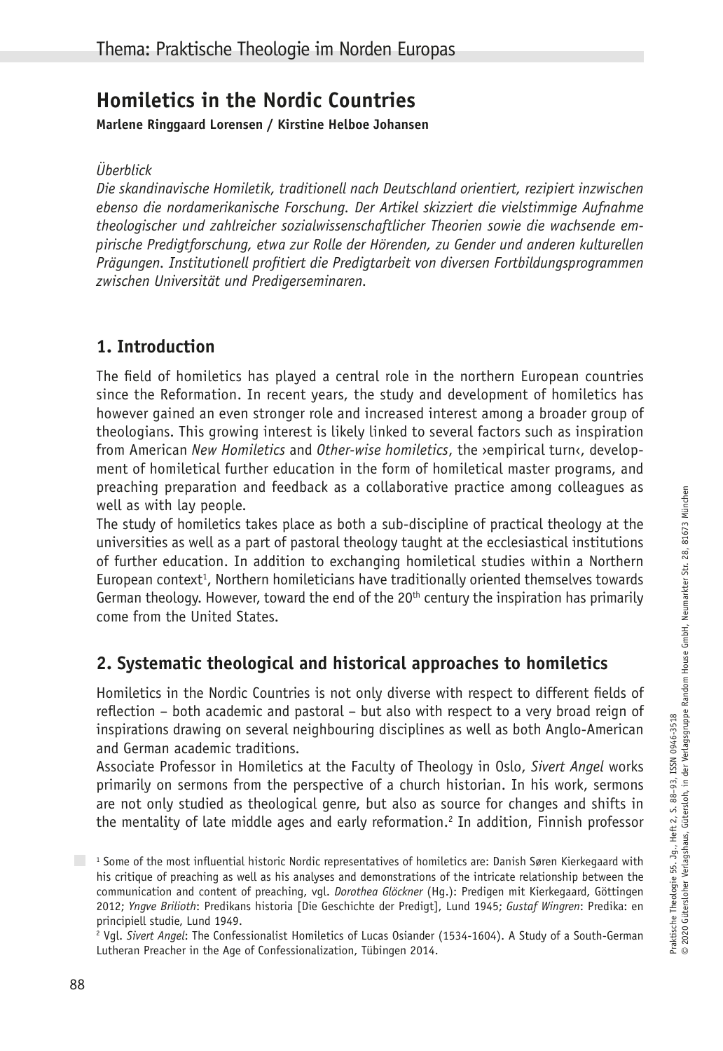Thema: Praktische Theologie im Norden Europas

# Homiletics in the Nordic Countries

**Marlene Ringgaard Lorensen / Kirstine Helboe Johansen**

*Überblick*

*Die skandinavische Homiletik, traditionell nach Deutschland orientiert, rezipiert inzwischen ebenso die nordamerikanische Forschung. Der Artikel skizziert die vielstimmige Aufnahme theologischer und zahlreicher sozialwissenschaftlicher Theorien sowie die wachsende empirische Predigtforschung, etwa zur Rolle der Hörenden, zu Gender und anderen kulturellen Prägungen. Institutionell profitiert die Predigtarbeit von diversen Fortbildungsprogrammen zwischen Universität und Predigerseminaren.*

## 1. Introduction

The field of homiletics has played a central role in the northern European countries since the Reformation. In recent years, the study and development of homiletics has however gained an even stronger role and increased interest among a broader group of theologians. This growing interest is likely linked to several factors such as inspiration from American *New Homiletics* and *Other-wise homiletics*, the ›empirical turn‹, development of homiletical further education in the form of homiletical master programs, and preaching preparation and feedback as a collaborative practice among colleagues as well as with lay people.

The study of homiletics takes place as both a sub-discipline of practical theology at the universities as well as a part of pastoral theology taught at the ecclesiastical institutions of further education. In addition to exchanging homiletical studies within a Northern European context[1], Northern homileticians have traditionally oriented themselves towards German theology. However, toward the end of the 20th century the inspiration has primarily come from the United States.

## 2. Systematic theological and historical approaches to homiletics

Homiletics in the Nordic Countries is not only diverse with respect to different fields of reflection – both academic and pastoral – but also with respect to a very broad reign of inspirations drawing on several neighbouring disciplines as well as both Anglo-American and German academic traditions.

Associate Professor in Homiletics at the Faculty of Theology in Oslo, *Sivert Angel* works primarily on sermons from the perspective of a church historian. In his work, sermons are not only studied as theological genre, but also as source for changes and shifts in the mentality of late middle ages and early reformation.[2] In addition, Finnish professor

[1] Some of the most influential historic Nordic representatives of homiletics are: Danish Søren Kierkegaard with his critique of preaching as well as his analyses and demonstrations of the intricate relationship between the communication and content of preaching, vgl. *Dorothea Glöckner* (Hg.): Predigen mit Kierkegaard, Göttingen 2012; *Yngve Brilioth*: Predikans historia [Die Geschichte der Predigt], Lund 1945; *Gustaf Wingren*: Predika: en principiell studie, Lund 1949.

[2] Vgl. *Sivert Angel*: The Confessionalist Homiletics of Lucas Osiander (1534-1604). A Study of a South-German Lutheran Preacher in the Age of Confessionalization, Tübingen 2014.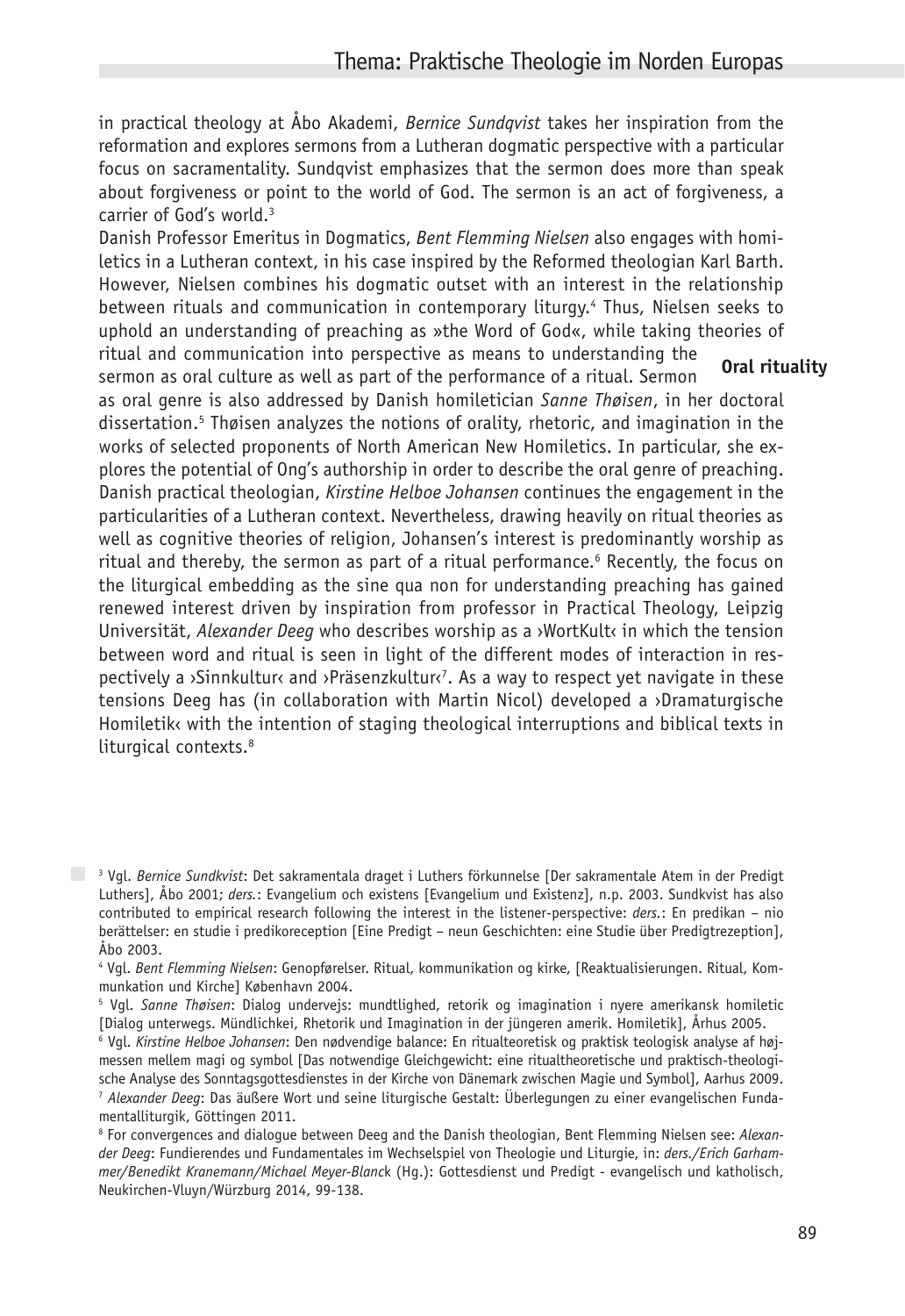in practical theology at Åbo Akademi, *Bernice Sundqvist* takes her inspiration from the reformation and explores sermons from a Lutheran dogmatic perspective with a particular focus on sacramentality. Sundqvist emphasizes that the sermon does more than speak about forgiveness or point to the world of God. The sermon is an act of forgiveness, a carrier of God's world.[3]

Danish Professor Emeritus in Dogmatics, *Bent Flemming Nielsen* also engages with homiletics in a Lutheran context, in his case inspired by the Reformed theologian Karl Barth. However, Nielsen combines his dogmatic outset with an interest in the relationship between rituals and communication in contemporary liturgy.[4] Thus, Nielsen seeks to uphold an understanding of preaching as »the Word of God«, while taking theories of ritual and communication into perspective as means to understanding the sermon as oral culture as well as part of the performance of a ritual. Sermon as oral genre is also addressed by Danish homiletician *Sanne Thøisen*, in her doctoral dissertation.[5] Thøisen analyzes the notions of orality, rhetoric, and imagination in the works of selected proponents of North American New Homiletics. In particular, she explores the potential of Ong's authorship in order to describe the oral genre of preaching.

**Oral rituality**

Danish practical theologian, *Kirstine Helboe Johansen* continues the engagement in the particularities of a Lutheran context. Nevertheless, drawing heavily on ritual theories as well as cognitive theories of religion, Johansen's interest is predominantly worship as ritual and thereby, the sermon as part of a ritual performance.[6] Recently, the focus on the liturgical embedding as the sine qua non for understanding preaching has gained renewed interest driven by inspiration from professor in Practical Theology, Leipzig Universität, *Alexander Deeg* who describes worship as a ›WortKult‹ in which the tension between word and ritual is seen in light of the different modes of interaction in respectively a ›Sinnkultur‹ and ›Präsenzkultur‹[7]. As a way to respect yet navigate in these tensions Deeg has (in collaboration with Martin Nicol) developed a ›Dramaturgische Homiletik‹ with the intention of staging theological interruptions and biblical texts in liturgical contexts.[8]

[3] Vgl. *Bernice Sundkvist*: Det sakramentala draget i Luthers förkunnelse [Der sakramentale Atem in der Predigt Luthers], Åbo 2001; *ders.*: Evangelium och existens [Evangelium und Existenz], n.p. 2003. Sundkvist has also contributed to empirical research following the interest in the listener-perspective: *ders.*: En predikan – nio berättelser: en studie i predikoreception [Eine Predigt – neun Geschichten: eine Studie über Predigtrezeption], Åbo 2003.

[4] Vgl. *Bent Flemming Nielsen*: Genopførelser. Ritual, kommunikation og kirke, [Reaktualisierungen. Ritual, Kommunkation und Kirche] København 2004.

[5] Vgl. *Sanne Thøisen*: Dialog undervejs: mundtlighed, retorik og imagination i nyere amerikansk homiletic [Dialog unterwegs. Mündlichkei, Rhetorik und Imagination in der jüngeren amerik. Homiletik], Århus 2005.

[6] Vgl. *Kirstine Helboe Johansen*: Den nødvendige balance: En ritualteoretisk og praktisk teologisk analyse af højmessen mellem magi og symbol [Das notwendige Gleichgewicht: eine ritualtheoretische und praktisch-theologische Analyse des Sonntagsgottesdienstes in der Kirche von Dänemark zwischen Magie und Symbol], Aarhus 2009.

[7] *Alexander Deeg*: Das äußere Wort und seine liturgische Gestalt: Überlegungen zu einer evangelischen Fundamentalliturgik, Göttingen 2011.

[8] For convergences and dialogue between Deeg and the Danish theologian, Bent Flemming Nielsen see: *Alexander Deeg*: Fundierendes und Fundamentales im Wechselspiel von Theologie und Liturgie, in: *ders./Erich Garhammer/Benedikt Kranemann/Michael Meyer-Blanck* (Hg.): Gottesdienst und Predigt - evangelisch und katholisch, Neukirchen-Vluyn/Würzburg 2014, 99-138.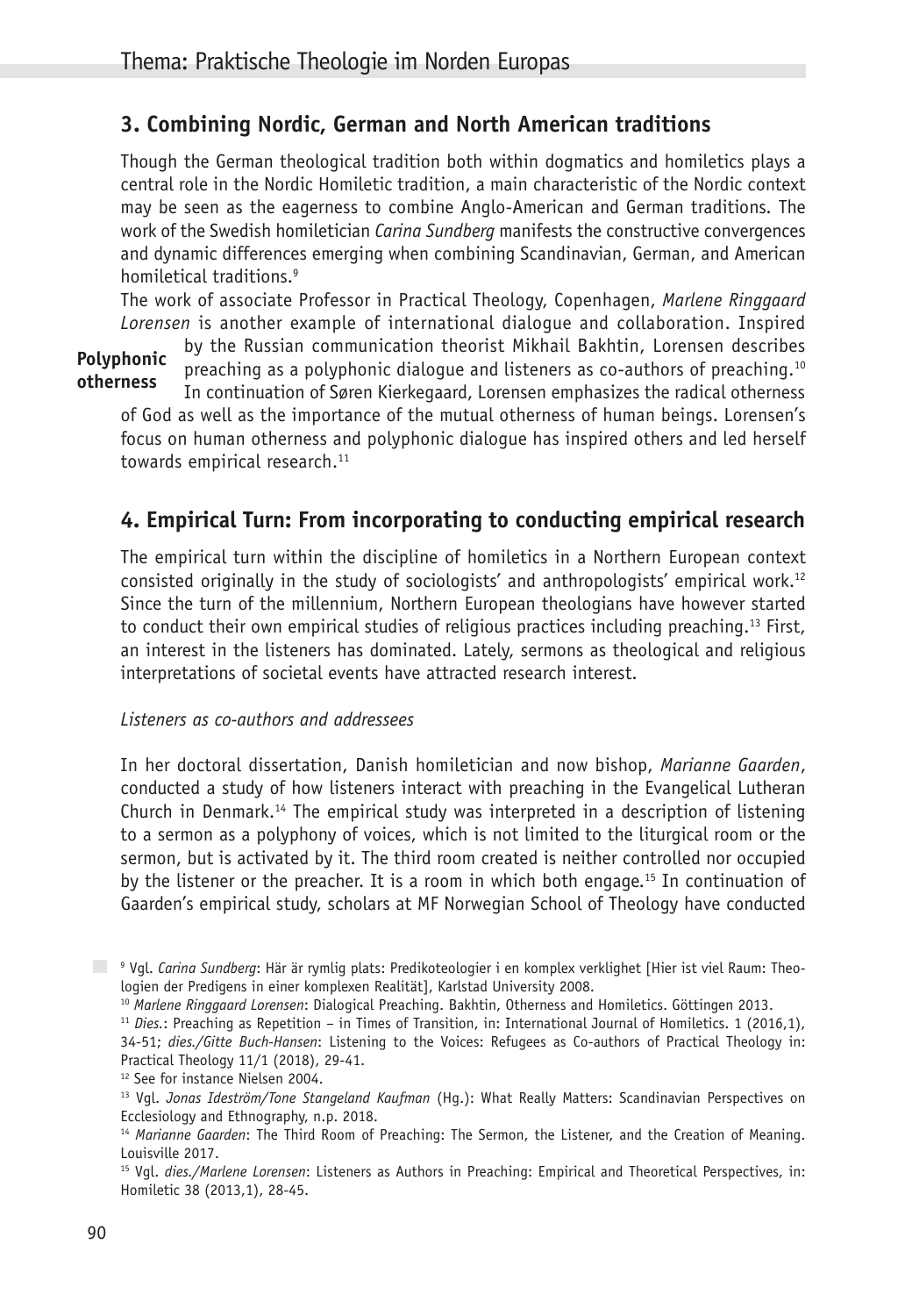## 3. Combining Nordic, German and North American traditions

Though the German theological tradition both within dogmatics and homiletics plays a central role in the Nordic Homiletic tradition, a main characteristic of the Nordic context may be seen as the eagerness to combine Anglo-American and German traditions. The work of the Swedish homiletician *Carina Sundberg* manifests the constructive convergences and dynamic differences emerging when combining Scandinavian, German, and American homiletical traditions.[9]

The work of associate Professor in Practical Theology, Copenhagen, *Marlene Ringgaard Lorensen* is another example of international dialogue and collaboration. Inspired by the Russian communication theorist Mikhail Bakhtin, Lorensen describes preaching as a polyphonic dialogue and listeners as co-authors of preaching.[10] In continuation of Søren Kierkegaard, Lorensen emphasizes the radical otherness of God as well as the importance of the mutual otherness of human beings. Lorensen's focus on human otherness and polyphonic dialogue has inspired others and led herself towards empirical research.[11]

**Polyphonic otherness**

## 4. Empirical Turn: From incorporating to conducting empirical research

The empirical turn within the discipline of homiletics in a Northern European context consisted originally in the study of sociologists' and anthropologists' empirical work.[12] Since the turn of the millennium, Northern European theologians have however started to conduct their own empirical studies of religious practices including preaching.[13] First, an interest in the listeners has dominated. Lately, sermons as theological and religious interpretations of societal events have attracted research interest.

*Listeners as co-authors and addressees*

In her doctoral dissertation, Danish homiletician and now bishop, *Marianne Gaarden*, conducted a study of how listeners interact with preaching in the Evangelical Lutheran Church in Denmark.[14] The empirical study was interpreted in a description of listening to a sermon as a polyphony of voices, which is not limited to the liturgical room or the sermon, but is activated by it. The third room created is neither controlled nor occupied by the listener or the preacher. It is a room in which both engage.[15] In continuation of Gaarden's empirical study, scholars at MF Norwegian School of Theology have conducted

---

[9] Vgl. *Carina Sundberg*: Här är rymlig plats: Predikoteologier i en komplex verklighet [Hier ist viel Raum: Theologien der Predigens in einer komplexen Realität], Karlstad University 2008.

[10] *Marlene Ringgaard Lorensen*: Dialogical Preaching. Bakhtin, Otherness and Homiletics. Göttingen 2013.

[11] *Dies.*: Preaching as Repetition – in Times of Transition, in: International Journal of Homiletics. 1 (2016,1), 34-51; *dies./Gitte Buch-Hansen*: Listening to the Voices: Refugees as Co-authors of Practical Theology in: Practical Theology 11/1 (2018), 29-41.

[12] See for instance Nielsen 2004.

[13] Vgl. *Jonas Ideström/Tone Stangeland Kaufman* (Hg.): What Really Matters: Scandinavian Perspectives on Ecclesiology and Ethnography, n.p. 2018.

[14] *Marianne Gaarden*: The Third Room of Preaching: The Sermon, the Listener, and the Creation of Meaning. Louisville 2017.

[15] Vgl. *dies./Marlene Lorensen*: Listeners as Authors in Preaching: Empirical and Theoretical Perspectives, in: Homiletic 38 (2013,1), 28-45.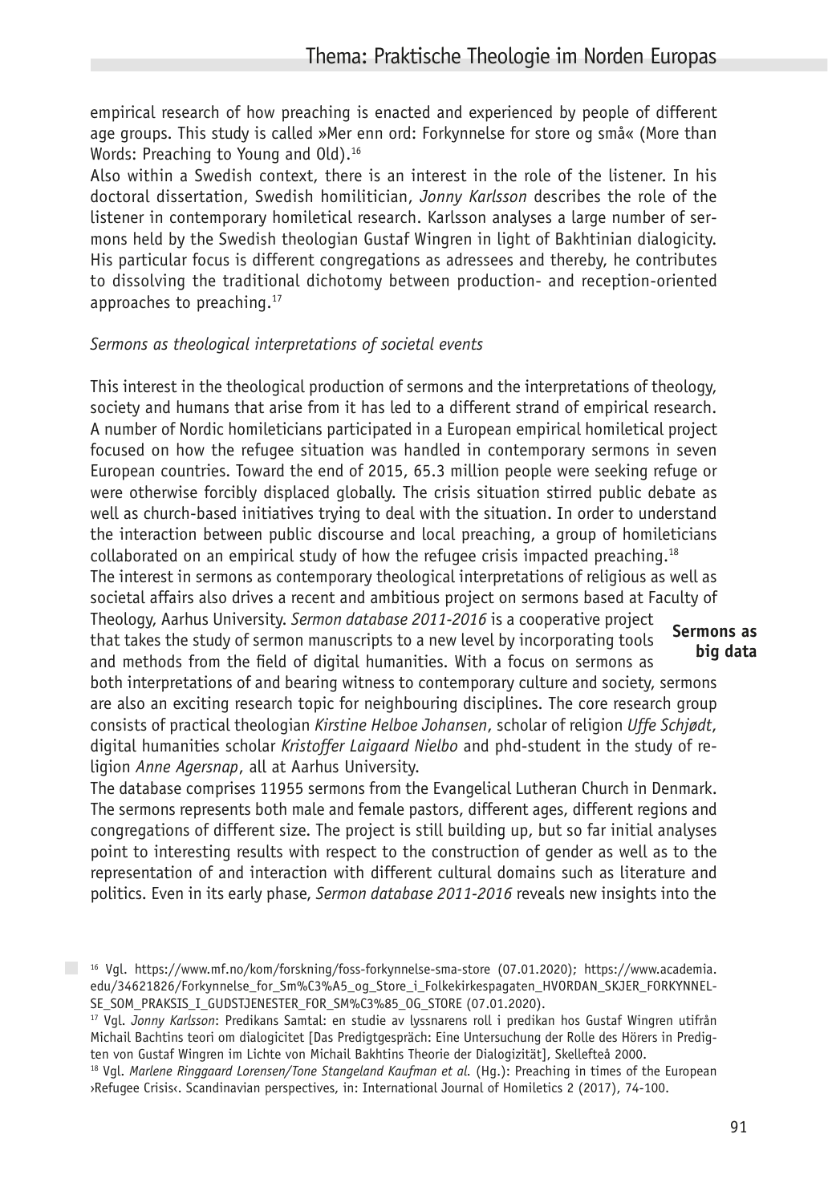empirical research of how preaching is enacted and experienced by people of different age groups. This study is called »Mer enn ord: Forkynnelse for store og små« (More than Words: Preaching to Young and Old).[16]

Also within a Swedish context, there is an interest in the role of the listener. In his doctoral dissertation, Swedish homilitician, *Jonny Karlsson* describes the role of the listener in contemporary homiletical research. Karlsson analyses a large number of sermons held by the Swedish theologian Gustaf Wingren in light of Bakhtinian dialogicity. His particular focus is different congregations as adressees and thereby, he contributes to dissolving the traditional dichotomy between production- and reception-oriented approaches to preaching.[17]

*Sermons as theological interpretations of societal events*

This interest in the theological production of sermons and the interpretations of theology, society and humans that arise from it has led to a different strand of empirical research. A number of Nordic homileticians participated in a European empirical homiletical project focused on how the refugee situation was handled in contemporary sermons in seven European countries. Toward the end of 2015, 65.3 million people were seeking refuge or were otherwise forcibly displaced globally. The crisis situation stirred public debate as well as church-based initiatives trying to deal with the situation. In order to understand the interaction between public discourse and local preaching, a group of homileticians collaborated on an empirical study of how the refugee crisis impacted preaching.[18]

The interest in sermons as contemporary theological interpretations of religious as well as societal affairs also drives a recent and ambitious project on sermons based at Faculty of Theology, Aarhus University. *Sermon database 2011-2016* is a cooperative project that takes the study of sermon manuscripts to a new level by incorporating tools and methods from the field of digital humanities. With a focus on sermons as both interpretations of and bearing witness to contemporary culture and society, sermons are also an exciting research topic for neighbouring disciplines. The core research group consists of practical theologian *Kirstine Helboe Johansen*, scholar of religion *Uffe Schjødt*, digital humanities scholar *Kristoffer Laigaard Nielbo* and phd-student in the study of religion *Anne Agersnap*, all at Aarhus University.

**Sermons as big data**

The database comprises 11955 sermons from the Evangelical Lutheran Church in Denmark. The sermons represents both male and female pastors, different ages, different regions and congregations of different size. The project is still building up, but so far initial analyses point to interesting results with respect to the construction of gender as well as to the representation of and interaction with different cultural domains such as literature and politics. Even in its early phase, *Sermon database 2011-2016* reveals new insights into the

[16] Vgl. https://www.mf.no/kom/forskning/foss-forkynnelse-sma-store (07.01.2020); https://www.academia.edu/34621826/Forkynnelse_for_Sm%C3%A5_og_Store_i_Folkekirkespagaten_HVORDAN_SKJER_FORKYNNELSE_SOM_PRAKSIS_I_GUDSTJENESTER_FOR_SM%C3%85_OG_STORE (07.01.2020).

[17] Vgl. *Jonny Karlsson*: Predikans Samtal: en studie av lyssnarens roll i predikan hos Gustaf Wingren utifrån Michail Bachtins teori om dialogicitet [Das Predigtgespräch: Eine Untersuchung der Rolle des Hörers in Predigten von Gustaf Wingren im Lichte von Michail Bakhtins Theorie der Dialogizität], Skellefteå 2000.

[18] Vgl. *Marlene Ringgaard Lorensen/Tone Stangeland Kaufman et al.* (Hg.): Preaching in times of the European ›Refugee Crisis‹. Scandinavian perspectives, in: International Journal of Homiletics 2 (2017), 74-100.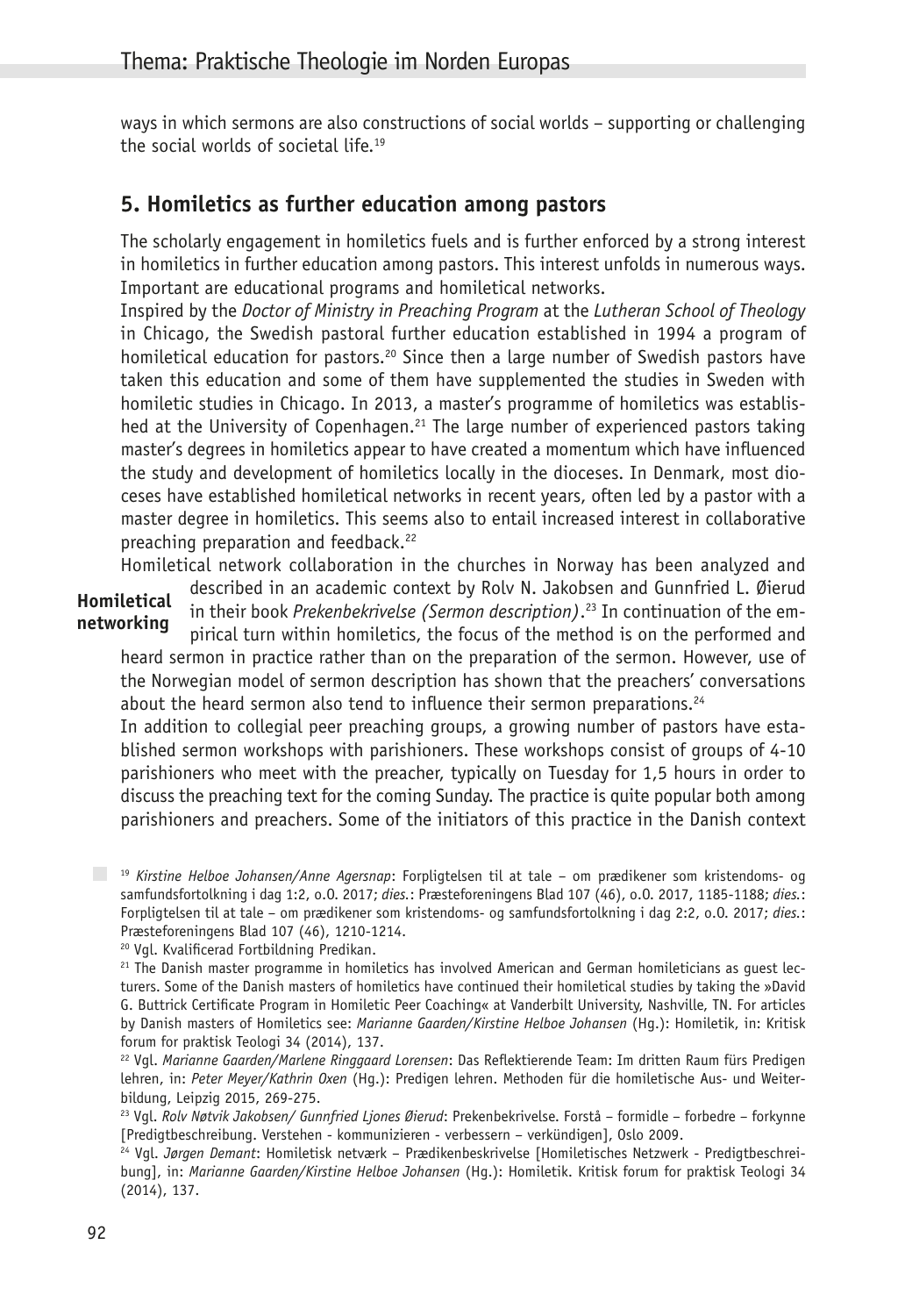ways in which sermons are also constructions of social worlds – supporting or challenging the social worlds of societal life.[19]

## 5. Homiletics as further education among pastors

The scholarly engagement in homiletics fuels and is further enforced by a strong interest in homiletics in further education among pastors. This interest unfolds in numerous ways. Important are educational programs and homiletical networks.

Inspired by the *Doctor of Ministry in Preaching Program* at the *Lutheran School of Theology* in Chicago, the Swedish pastoral further education established in 1994 a program of homiletical education for pastors.[20] Since then a large number of Swedish pastors have taken this education and some of them have supplemented the studies in Sweden with homiletic studies in Chicago. In 2013, a master's programme of homiletics was established at the University of Copenhagen.[21] The large number of experienced pastors taking master's degrees in homiletics appear to have created a momentum which have influenced the study and development of homiletics locally in the dioceses. In Denmark, most dioceses have established homiletical networks in recent years, often led by a pastor with a master degree in homiletics. This seems also to entail increased interest in collaborative preaching preparation and feedback.[22]

**Homiletical networking**

Homiletical network collaboration in the churches in Norway has been analyzed and described in an academic context by Rolv N. Jakobsen and Gunnfried L. Øierud in their book *Prekenbekrivelse (Sermon description)*.[23] In continuation of the empirical turn within homiletics, the focus of the method is on the performed and heard sermon in practice rather than on the preparation of the sermon. However, use of the Norwegian model of sermon description has shown that the preachers' conversations about the heard sermon also tend to influence their sermon preparations.[24]

In addition to collegial peer preaching groups, a growing number of pastors have established sermon workshops with parishioners. These workshops consist of groups of 4-10 parishioners who meet with the preacher, typically on Tuesday for 1,5 hours in order to discuss the preaching text for the coming Sunday. The practice is quite popular both among parishioners and preachers. Some of the initiators of this practice in the Danish context

---

[19] *Kirstine Helboe Johansen/Anne Agersnap*: Forpligtelsen til at tale – om prædikener som kristendoms- og samfundsfortolkning i dag 1:2, o.O. 2017; *dies.*: Præsteforeningens Blad 107 (46), o.O. 2017, 1185-1188; *dies.*: Forpligtelsen til at tale – om prædikener som kristendoms- og samfundsfortolkning i dag 2:2, o.O. 2017; *dies.*: Præsteforeningens Blad 107 (46), 1210-1214.

[20] Vgl. Kvalificerad Fortbildning Predikan.

[21] The Danish master programme in homiletics has involved American and German homileticians as guest lecturers. Some of the Danish masters of homiletics have continued their homiletical studies by taking the »David G. Buttrick Certificate Program in Homiletic Peer Coaching« at Vanderbilt University, Nashville, TN. For articles by Danish masters of Homiletics see: *Marianne Gaarden/Kirstine Helboe Johansen* (Hg.): Homiletik, in: Kritisk forum for praktisk Teologi 34 (2014), 137.

[22] Vgl. *Marianne Gaarden/Marlene Ringgaard Lorensen*: Das Reflektierende Team: Im dritten Raum fürs Predigen lehren, in: *Peter Meyer/Kathrin Oxen* (Hg.): Predigen lehren. Methoden für die homiletische Aus- und Weiterbildung, Leipzig 2015, 269-275.

[23] Vgl. *Rolv Nøtvik Jakobsen/ Gunnfried Ljones Øierud*: Prekenbekrivelse. Forstå – formidle – forbedre – forkynne [Predigtbeschreibung. Verstehen - kommunizieren - verbessern – verkündigen], Oslo 2009.

[24] Vgl. *Jørgen Demant*: Homiletisk netværk – Prædikenbeskrivelse [Homiletisches Netzwerk - Predigtbeschreibung], in: *Marianne Gaarden/Kirstine Helboe Johansen* (Hg.): Homiletik. Kritisk forum for praktisk Teologi 34 (2014), 137.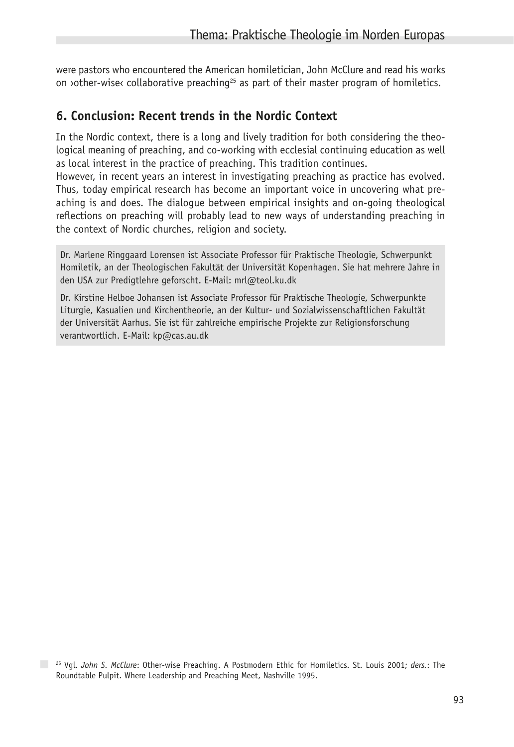were pastors who encountered the American homiletician, John McClure and read his works on ›other-wise‹ collaborative preaching[25] as part of their master program of homiletics.

## 6. Conclusion: Recent trends in the Nordic Context

In the Nordic context, there is a long and lively tradition for both considering the theological meaning of preaching, and co-working with ecclesial continuing education as well as local interest in the practice of preaching. This tradition continues.

However, in recent years an interest in investigating preaching as practice has evolved. Thus, today empirical research has become an important voice in uncovering what preaching is and does. The dialogue between empirical insights and on-going theological reflections on preaching will probably lead to new ways of understanding preaching in the context of Nordic churches, religion and society.

Dr. Marlene Ringgaard Lorensen ist Associate Professor für Praktische Theologie, Schwerpunkt Homiletik, an der Theologischen Fakultät der Universität Kopenhagen. Sie hat mehrere Jahre in den USA zur Predigtlehre geforscht. E-Mail: mrl@teol.ku.dk

Dr. Kirstine Helboe Johansen ist Associate Professor für Praktische Theologie, Schwerpunkte Liturgie, Kasualien und Kirchentheorie, an der Kultur- und Sozialwissenschaftlichen Fakultät der Universität Aarhus. Sie ist für zahlreiche empirische Projekte zur Religionsforschung verantwortlich. E-Mail: kp@cas.au.dk

[25] Vgl. *John S. McClure*: Other-wise Preaching. A Postmodern Ethic for Homiletics. St. Louis 2001; *ders.*: The Roundtable Pulpit. Where Leadership and Preaching Meet, Nashville 1995.